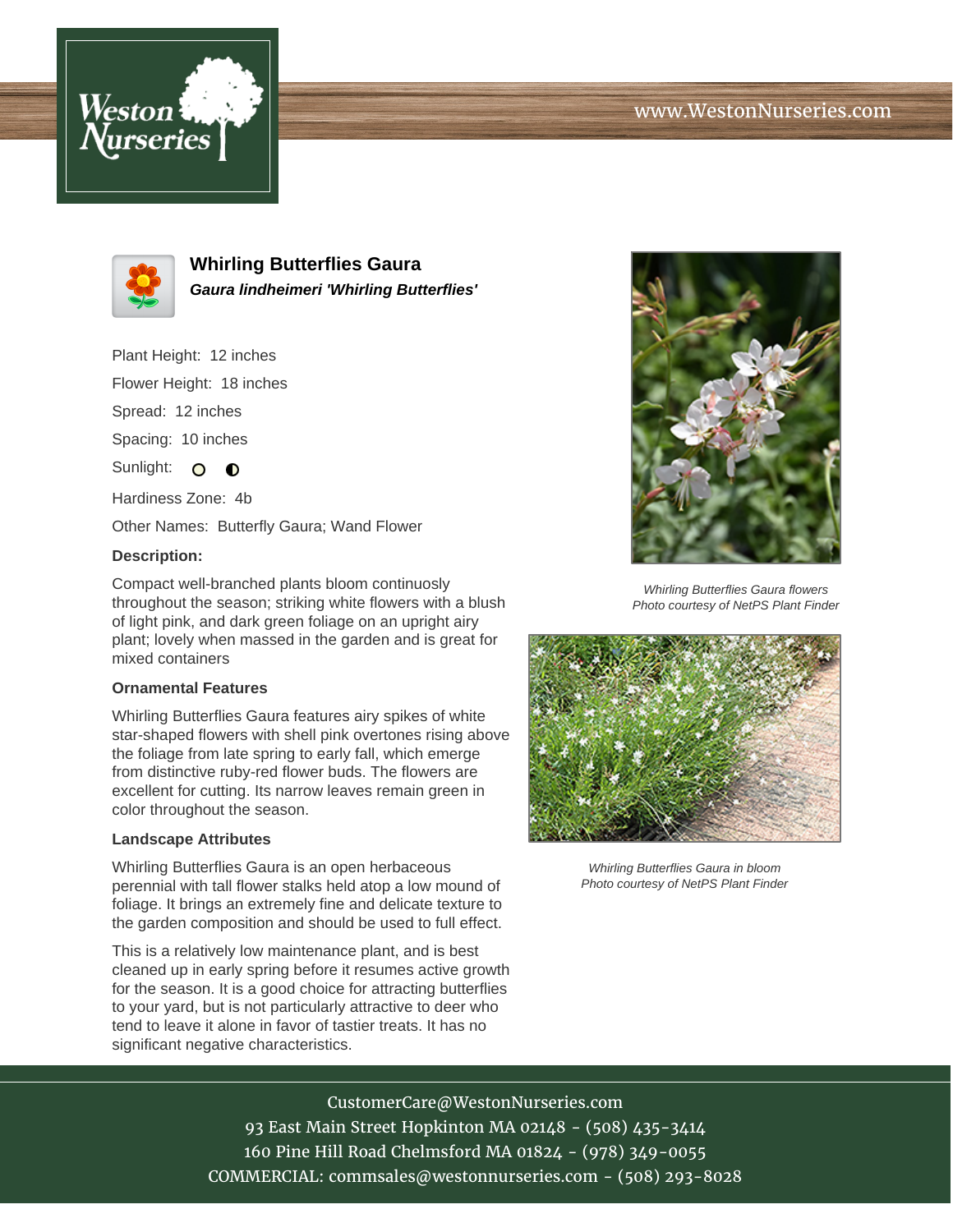# Whirling Butterflies Gaura

***Gaura lindheimeri 'Whirling Butterflies'***

Plant Height: 12 inches

Flower Height: 18 inches

Spread: 12 inches

Spacing: 10 inches

Sunlight:

Hardiness Zone: 4b

Other Names: Butterfly Gaura; Wand Flower

**Description:**

Compact well-branched plants bloom continuosly throughout the season; striking white flowers with a blush of light pink, and dark green foliage on an upright airy plant; lovely when massed in the garden and is great for mixed containers

### Ornamental Features

Whirling Butterflies Gaura features airy spikes of white star-shaped flowers with shell pink overtones rising above the foliage from late spring to early fall, which emerge from distinctive ruby-red flower buds. The flowers are excellent for cutting. Its narrow leaves remain green in color throughout the season.

### Landscape Attributes

Whirling Butterflies Gaura is an open herbaceous perennial with tall flower stalks held atop a low mound of foliage. It brings an extremely fine and delicate texture to the garden composition and should be used to full effect.

This is a relatively low maintenance plant, and is best cleaned up in early spring before it resumes active growth for the season. It is a good choice for attracting butterflies to your yard, but is not particularly attractive to deer who tend to leave it alone in favor of tastier treats. It has no significant negative characteristics.

*Whirling Butterflies Gaura flowers*
*Photo courtesy of NetPS Plant Finder*

*Whirling Butterflies Gaura in bloom*
*Photo courtesy of NetPS Plant Finder*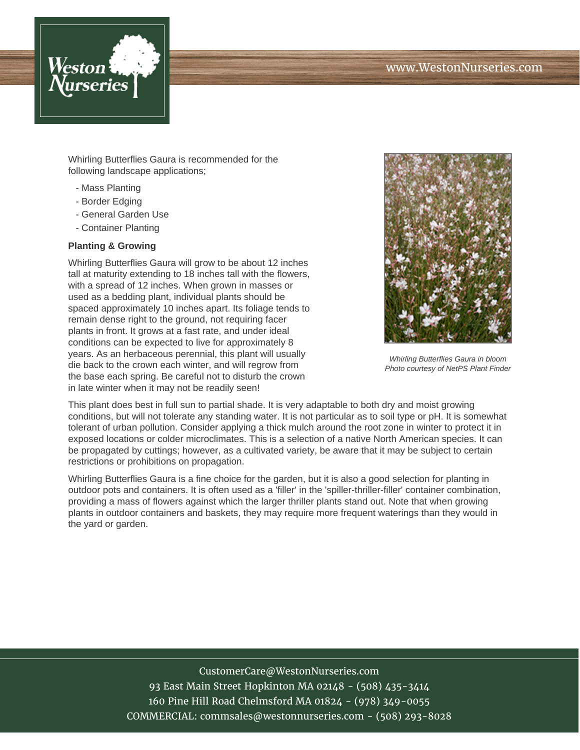Whirling Butterflies Gaura is recommended for the following landscape applications;

- Mass Planting
- Border Edging
- General Garden Use
- Container Planting

**Planting & Growing**

Whirling Butterflies Gaura will grow to be about 12 inches tall at maturity extending to 18 inches tall with the flowers, with a spread of 12 inches. When grown in masses or used as a bedding plant, individual plants should be spaced approximately 10 inches apart. Its foliage tends to remain dense right to the ground, not requiring facer plants in front. It grows at a fast rate, and under ideal conditions can be expected to live for approximately 8 years. As an herbaceous perennial, this plant will usually die back to the crown each winter, and will regrow from the base each spring. Be careful not to disturb the crown in late winter when it may not be readily seen!

*Whirling Butterflies Gaura in bloom*
*Photo courtesy of NetPS Plant Finder*

This plant does best in full sun to partial shade. It is very adaptable to both dry and moist growing conditions, but will not tolerate any standing water. It is not particular as to soil type or pH. It is somewhat tolerant of urban pollution. Consider applying a thick mulch around the root zone in winter to protect it in exposed locations or colder microclimates. This is a selection of a native North American species. It can be propagated by cuttings; however, as a cultivated variety, be aware that it may be subject to certain restrictions or prohibitions on propagation.

Whirling Butterflies Gaura is a fine choice for the garden, but it is also a good selection for planting in outdoor pots and containers. It is often used as a 'filler' in the 'spiller-thriller-filler' container combination, providing a mass of flowers against which the larger thriller plants stand out. Note that when growing plants in outdoor containers and baskets, they may require more frequent waterings than they would in the yard or garden.